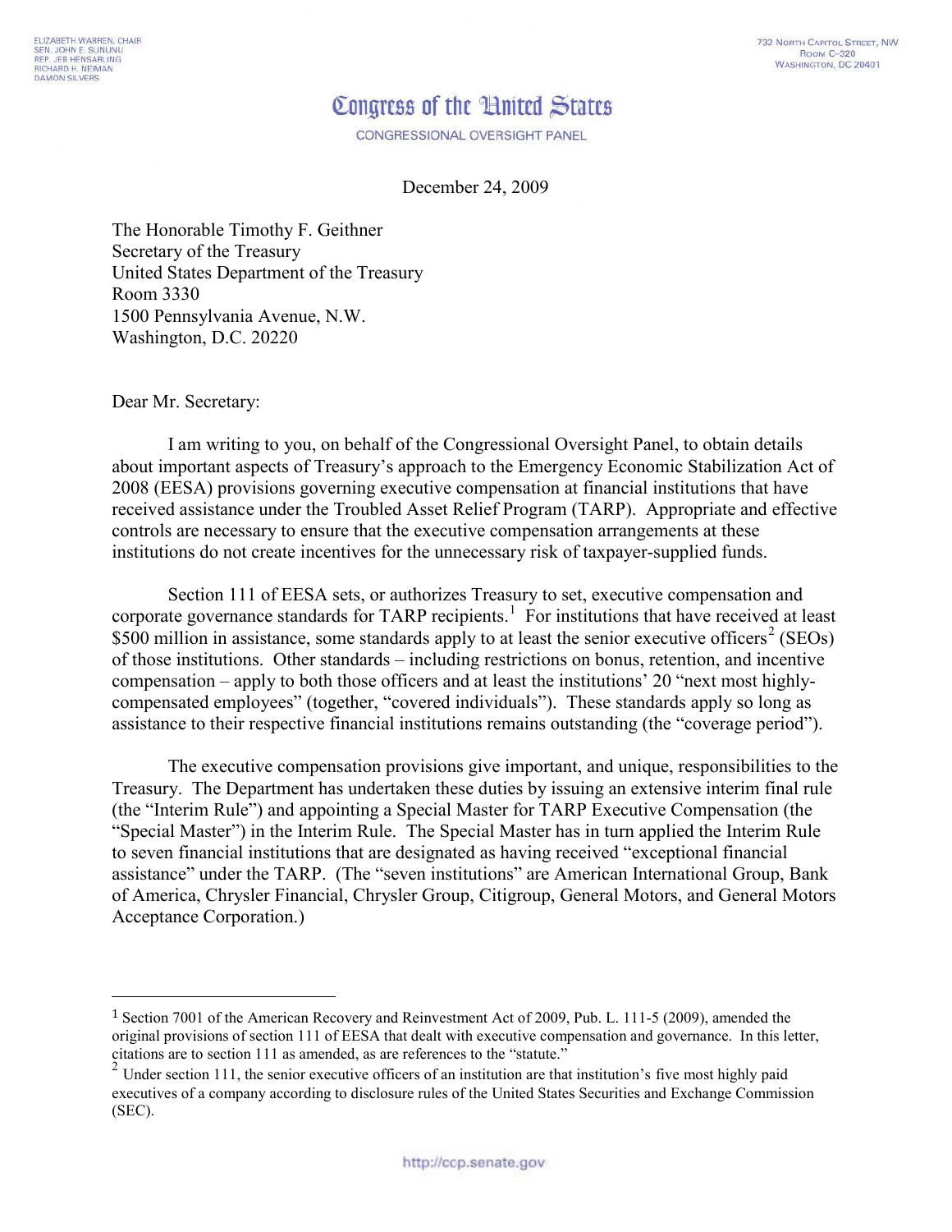ELIZABETH WARREN, CHAIR
SEN. JOHN E. SUNUNU
REP. JEB HENSARLING
RICHARD H. NEIMAN
DAMON SILVERS

732 NORTH CAPITOL STREET, NW
ROOM C-320
WASHINGTON, DC 20401

# Congress of the United States

CONGRESSIONAL OVERSIGHT PANEL

December 24, 2009

The Honorable Timothy F. Geithner
Secretary of the Treasury
United States Department of the Treasury
Room 3330
1500 Pennsylvania Avenue, N.W.
Washington, D.C. 20220

Dear Mr. Secretary:

I am writing to you, on behalf of the Congressional Oversight Panel, to obtain details about important aspects of Treasury's approach to the Emergency Economic Stabilization Act of 2008 (EESA) provisions governing executive compensation at financial institutions that have received assistance under the Troubled Asset Relief Program (TARP). Appropriate and effective controls are necessary to ensure that the executive compensation arrangements at these institutions do not create incentives for the unnecessary risk of taxpayer-supplied funds.

Section 111 of EESA sets, or authorizes Treasury to set, executive compensation and corporate governance standards for TARP recipients.[1] For institutions that have received at least \$500 million in assistance, some standards apply to at least the senior executive officers[2] (SEOs) of those institutions. Other standards – including restrictions on bonus, retention, and incentive compensation – apply to both those officers and at least the institutions' 20 "next most highly-compensated employees" (together, "covered individuals"). These standards apply so long as assistance to their respective financial institutions remains outstanding (the "coverage period").

The executive compensation provisions give important, and unique, responsibilities to the Treasury. The Department has undertaken these duties by issuing an extensive interim final rule (the "Interim Rule") and appointing a Special Master for TARP Executive Compensation (the "Special Master") in the Interim Rule. The Special Master has in turn applied the Interim Rule to seven financial institutions that are designated as having received "exceptional financial assistance" under the TARP. (The "seven institutions" are American International Group, Bank of America, Chrysler Financial, Chrysler Group, Citigroup, General Motors, and General Motors Acceptance Corporation.)

---

[1] Section 7001 of the American Recovery and Reinvestment Act of 2009, Pub. L. 111-5 (2009), amended the original provisions of section 111 of EESA that dealt with executive compensation and governance. In this letter, citations are to section 111 as amended, as are references to the "statute."

[2] Under section 111, the senior executive officers of an institution are that institution's five most highly paid executives of a company according to disclosure rules of the United States Securities and Exchange Commission (SEC).

http://cop.senate.gov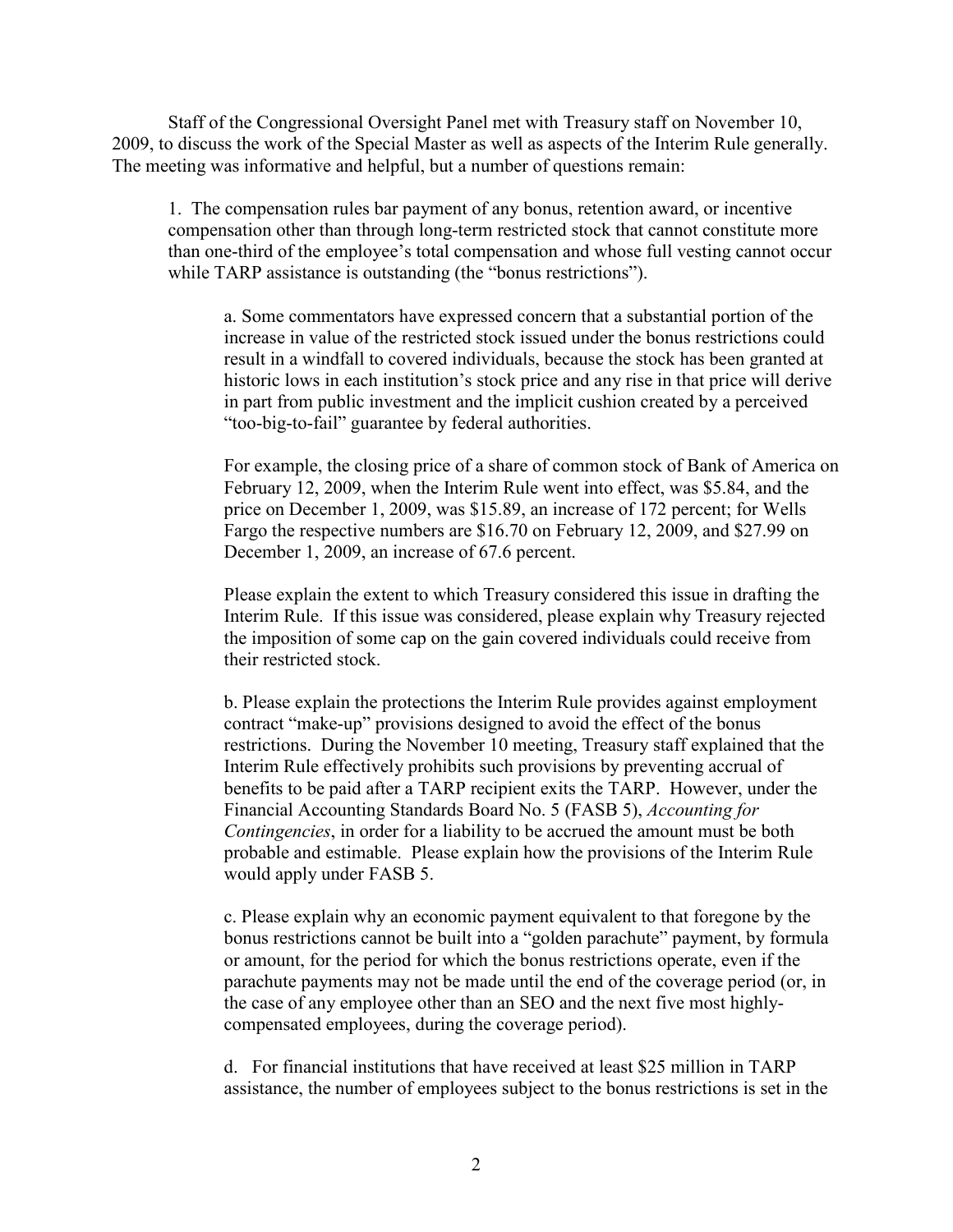Staff of the Congressional Oversight Panel met with Treasury staff on November 10, 2009, to discuss the work of the Special Master as well as aspects of the Interim Rule generally. The meeting was informative and helpful, but a number of questions remain:

1. The compensation rules bar payment of any bonus, retention award, or incentive compensation other than through long-term restricted stock that cannot constitute more than one-third of the employee's total compensation and whose full vesting cannot occur while TARP assistance is outstanding (the "bonus restrictions").

    a. Some commentators have expressed concern that a substantial portion of the increase in value of the restricted stock issued under the bonus restrictions could result in a windfall to covered individuals, because the stock has been granted at historic lows in each institution's stock price and any rise in that price will derive in part from public investment and the implicit cushion created by a perceived "too-big-to-fail" guarantee by federal authorities.

    For example, the closing price of a share of common stock of Bank of America on February 12, 2009, when the Interim Rule went into effect, was $5.84, and the price on December 1, 2009, was $15.89, an increase of 172 percent; for Wells Fargo the respective numbers are $16.70 on February 12, 2009, and $27.99 on December 1, 2009, an increase of 67.6 percent.

    Please explain the extent to which Treasury considered this issue in drafting the Interim Rule. If this issue was considered, please explain why Treasury rejected the imposition of some cap on the gain covered individuals could receive from their restricted stock.

    b. Please explain the protections the Interim Rule provides against employment contract "make-up" provisions designed to avoid the effect of the bonus restrictions. During the November 10 meeting, Treasury staff explained that the Interim Rule effectively prohibits such provisions by preventing accrual of benefits to be paid after a TARP recipient exits the TARP. However, under the Financial Accounting Standards Board No. 5 (FASB 5), *Accounting for Contingencies*, in order for a liability to be accrued the amount must be both probable and estimable. Please explain how the provisions of the Interim Rule would apply under FASB 5.

    c. Please explain why an economic payment equivalent to that foregone by the bonus restrictions cannot be built into a "golden parachute" payment, by formula or amount, for the period for which the bonus restrictions operate, even if the parachute payments may not be made until the end of the coverage period (or, in the case of any employee other than an SEO and the next five most highly-compensated employees, during the coverage period).

    d. For financial institutions that have received at least $25 million in TARP assistance, the number of employees subject to the bonus restrictions is set in the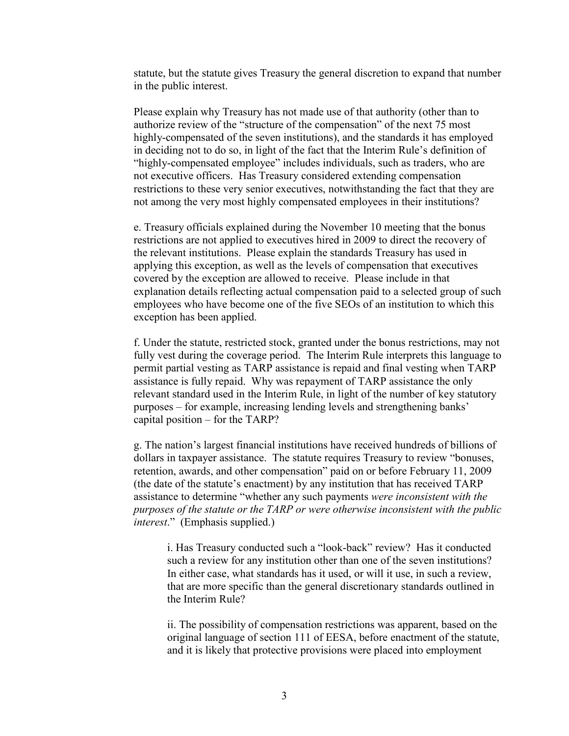statute, but the statute gives Treasury the general discretion to expand that number in the public interest.

Please explain why Treasury has not made use of that authority (other than to authorize review of the "structure of the compensation" of the next 75 most highly-compensated of the seven institutions), and the standards it has employed in deciding not to do so, in light of the fact that the Interim Rule's definition of "highly-compensated employee" includes individuals, such as traders, who are not executive officers. Has Treasury considered extending compensation restrictions to these very senior executives, notwithstanding the fact that they are not among the very most highly compensated employees in their institutions?

e. Treasury officials explained during the November 10 meeting that the bonus restrictions are not applied to executives hired in 2009 to direct the recovery of the relevant institutions. Please explain the standards Treasury has used in applying this exception, as well as the levels of compensation that executives covered by the exception are allowed to receive. Please include in that explanation details reflecting actual compensation paid to a selected group of such employees who have become one of the five SEOs of an institution to which this exception has been applied.

f. Under the statute, restricted stock, granted under the bonus restrictions, may not fully vest during the coverage period. The Interim Rule interprets this language to permit partial vesting as TARP assistance is repaid and final vesting when TARP assistance is fully repaid. Why was repayment of TARP assistance the only relevant standard used in the Interim Rule, in light of the number of key statutory purposes – for example, increasing lending levels and strengthening banks' capital position – for the TARP?

g. The nation's largest financial institutions have received hundreds of billions of dollars in taxpayer assistance. The statute requires Treasury to review "bonuses, retention, awards, and other compensation" paid on or before February 11, 2009 (the date of the statute's enactment) by any institution that has received TARP assistance to determine "whether any such payments *were inconsistent with the purposes of the statute or the TARP or were otherwise inconsistent with the public interest*." (Emphasis supplied.)

i. Has Treasury conducted such a "look-back" review? Has it conducted such a review for any institution other than one of the seven institutions? In either case, what standards has it used, or will it use, in such a review, that are more specific than the general discretionary standards outlined in the Interim Rule?

ii. The possibility of compensation restrictions was apparent, based on the original language of section 111 of EESA, before enactment of the statute, and it is likely that protective provisions were placed into employment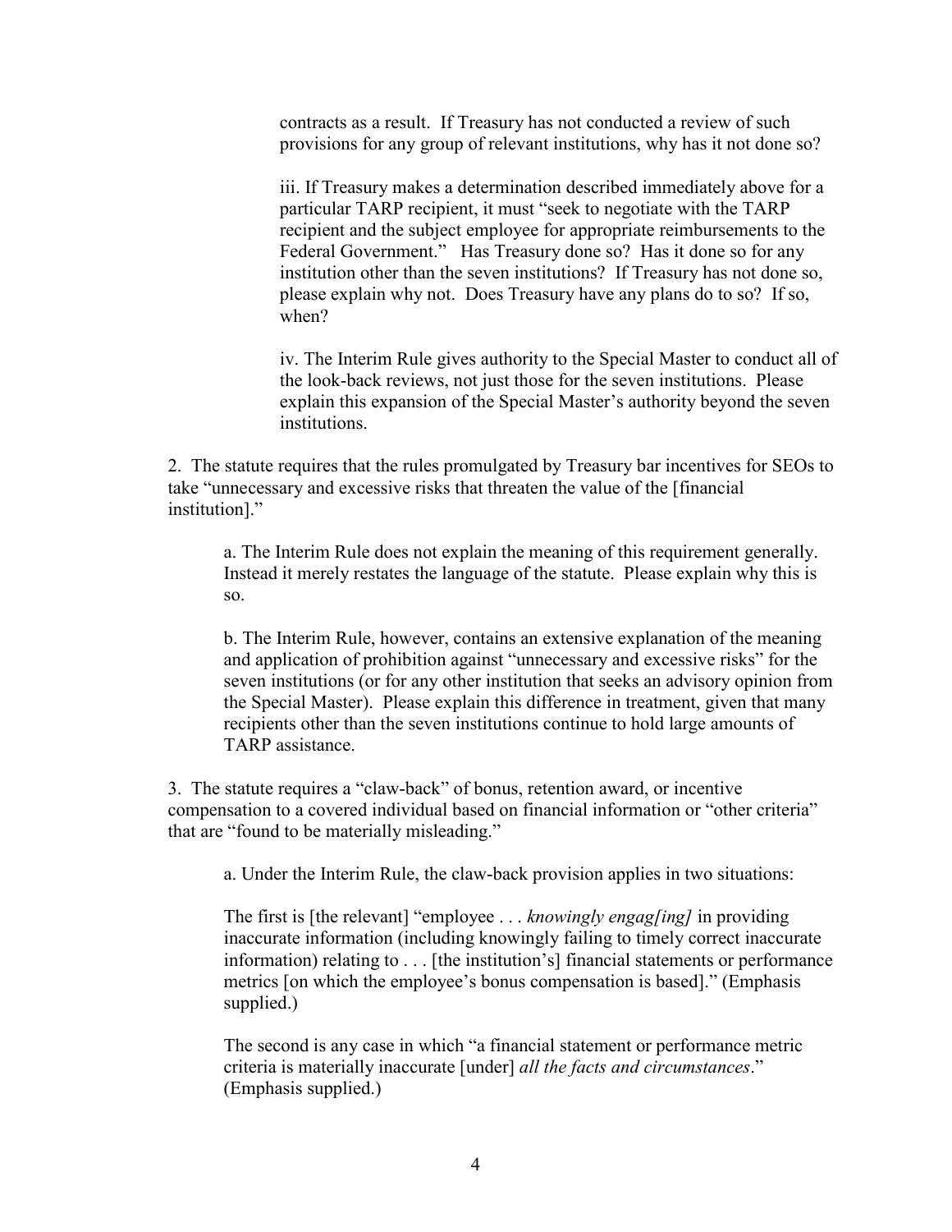contracts as a result. If Treasury has not conducted a review of such provisions for any group of relevant institutions, why has it not done so?

iii. If Treasury makes a determination described immediately above for a particular TARP recipient, it must "seek to negotiate with the TARP recipient and the subject employee for appropriate reimbursements to the Federal Government." Has Treasury done so? Has it done so for any institution other than the seven institutions? If Treasury has not done so, please explain why not. Does Treasury have any plans do to so? If so, when?

iv. The Interim Rule gives authority to the Special Master to conduct all of the look-back reviews, not just those for the seven institutions. Please explain this expansion of the Special Master's authority beyond the seven institutions.

2. The statute requires that the rules promulgated by Treasury bar incentives for SEOs to take "unnecessary and excessive risks that threaten the value of the [financial institution]."

a. The Interim Rule does not explain the meaning of this requirement generally. Instead it merely restates the language of the statute. Please explain why this is so.

b. The Interim Rule, however, contains an extensive explanation of the meaning and application of prohibition against "unnecessary and excessive risks" for the seven institutions (or for any other institution that seeks an advisory opinion from the Special Master). Please explain this difference in treatment, given that many recipients other than the seven institutions continue to hold large amounts of TARP assistance.

3. The statute requires a "claw-back" of bonus, retention award, or incentive compensation to a covered individual based on financial information or "other criteria" that are "found to be materially misleading."

a. Under the Interim Rule, the claw-back provision applies in two situations:

The first is [the relevant] "employee . . . *knowingly engag[ing]* in providing inaccurate information (including knowingly failing to timely correct inaccurate information) relating to . . . [the institution's] financial statements or performance metrics [on which the employee's bonus compensation is based]." (Emphasis supplied.)

The second is any case in which "a financial statement or performance metric criteria is materially inaccurate [under] *all the facts and circumstances*." (Emphasis supplied.)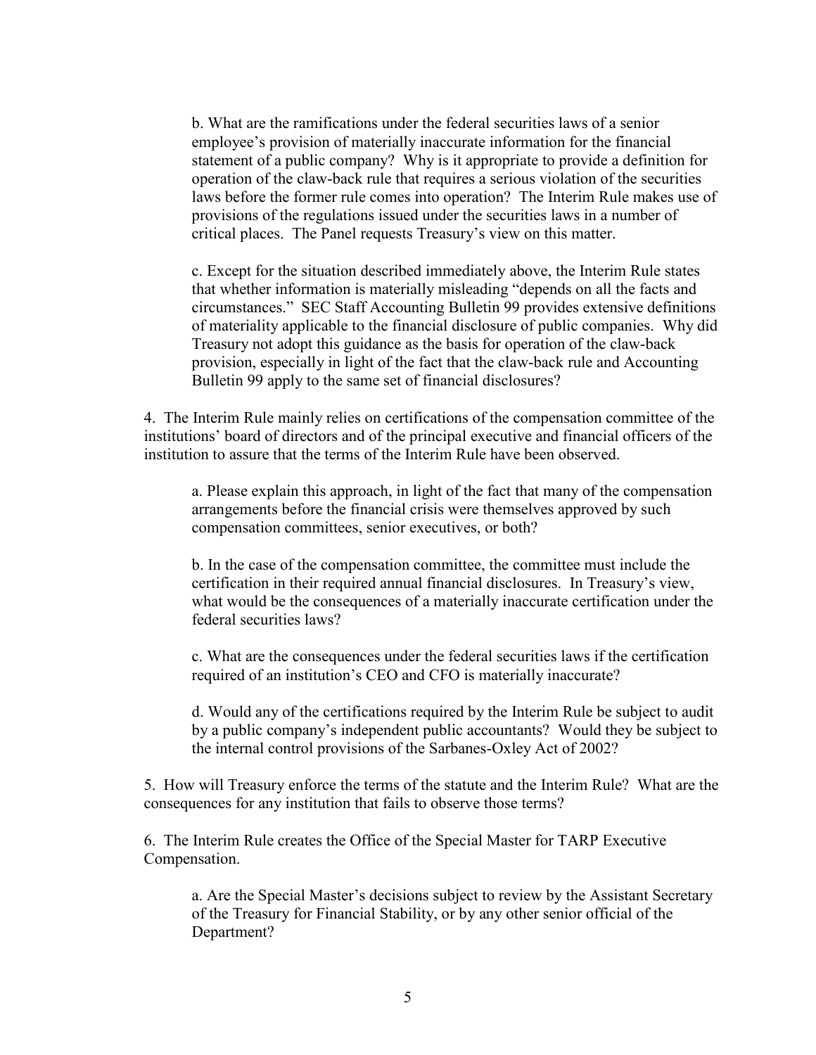b. What are the ramifications under the federal securities laws of a senior employee's provision of materially inaccurate information for the financial statement of a public company? Why is it appropriate to provide a definition for operation of the claw-back rule that requires a serious violation of the securities laws before the former rule comes into operation? The Interim Rule makes use of provisions of the regulations issued under the securities laws in a number of critical places. The Panel requests Treasury's view on this matter.

c. Except for the situation described immediately above, the Interim Rule states that whether information is materially misleading "depends on all the facts and circumstances." SEC Staff Accounting Bulletin 99 provides extensive definitions of materiality applicable to the financial disclosure of public companies. Why did Treasury not adopt this guidance as the basis for operation of the claw-back provision, especially in light of the fact that the claw-back rule and Accounting Bulletin 99 apply to the same set of financial disclosures?

4. The Interim Rule mainly relies on certifications of the compensation committee of the institutions' board of directors and of the principal executive and financial officers of the institution to assure that the terms of the Interim Rule have been observed.

a. Please explain this approach, in light of the fact that many of the compensation arrangements before the financial crisis were themselves approved by such compensation committees, senior executives, or both?

b. In the case of the compensation committee, the committee must include the certification in their required annual financial disclosures. In Treasury's view, what would be the consequences of a materially inaccurate certification under the federal securities laws?

c. What are the consequences under the federal securities laws if the certification required of an institution's CEO and CFO is materially inaccurate?

d. Would any of the certifications required by the Interim Rule be subject to audit by a public company's independent public accountants? Would they be subject to the internal control provisions of the Sarbanes-Oxley Act of 2002?

5. How will Treasury enforce the terms of the statute and the Interim Rule? What are the consequences for any institution that fails to observe those terms?

6. The Interim Rule creates the Office of the Special Master for TARP Executive Compensation.

a. Are the Special Master's decisions subject to review by the Assistant Secretary of the Treasury for Financial Stability, or by any other senior official of the Department?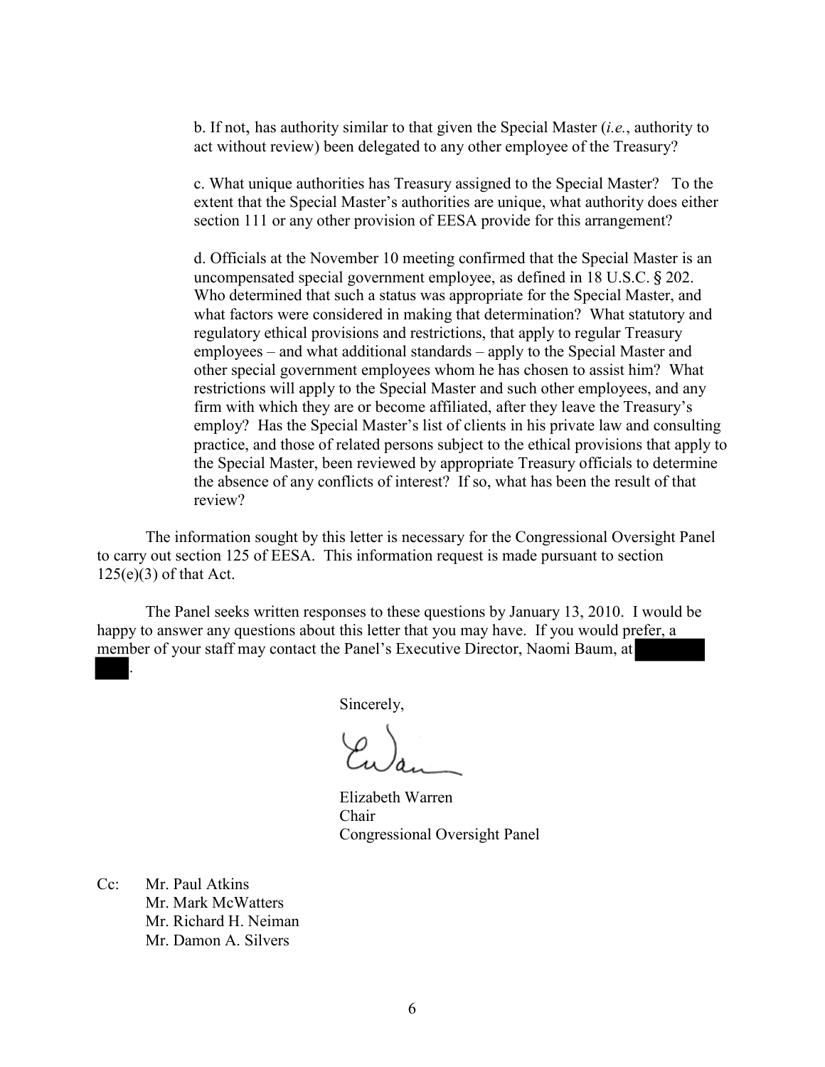b. If not, has authority similar to that given the Special Master (*i.e.*, authority to act without review) been delegated to any other employee of the Treasury?

c. What unique authorities has Treasury assigned to the Special Master? To the extent that the Special Master's authorities are unique, what authority does either section 111 or any other provision of EESA provide for this arrangement?

d. Officials at the November 10 meeting confirmed that the Special Master is an uncompensated special government employee, as defined in 18 U.S.C. § 202. Who determined that such a status was appropriate for the Special Master, and what factors were considered in making that determination? What statutory and regulatory ethical provisions and restrictions, that apply to regular Treasury employees – and what additional standards – apply to the Special Master and other special government employees whom he has chosen to assist him? What restrictions will apply to the Special Master and such other employees, and any firm with which they are or become affiliated, after they leave the Treasury's employ? Has the Special Master's list of clients in his private law and consulting practice, and those of related persons subject to the ethical provisions that apply to the Special Master, been reviewed by appropriate Treasury officials to determine the absence of any conflicts of interest? If so, what has been the result of that review?

The information sought by this letter is necessary for the Congressional Oversight Panel to carry out section 125 of EESA. This information request is made pursuant to section 125(e)(3) of that Act.

The Panel seeks written responses to these questions by January 13, 2010. I would be happy to answer any questions about this letter that you may have. If you would prefer, a member of your staff may contact the Panel's Executive Director, Naomi Baum, at [redacted].

Sincerely,

Elizabeth Warren
Chair
Congressional Oversight Panel

Cc: Mr. Paul Atkins
Mr. Mark McWatters
Mr. Richard H. Neiman
Mr. Damon A. Silvers